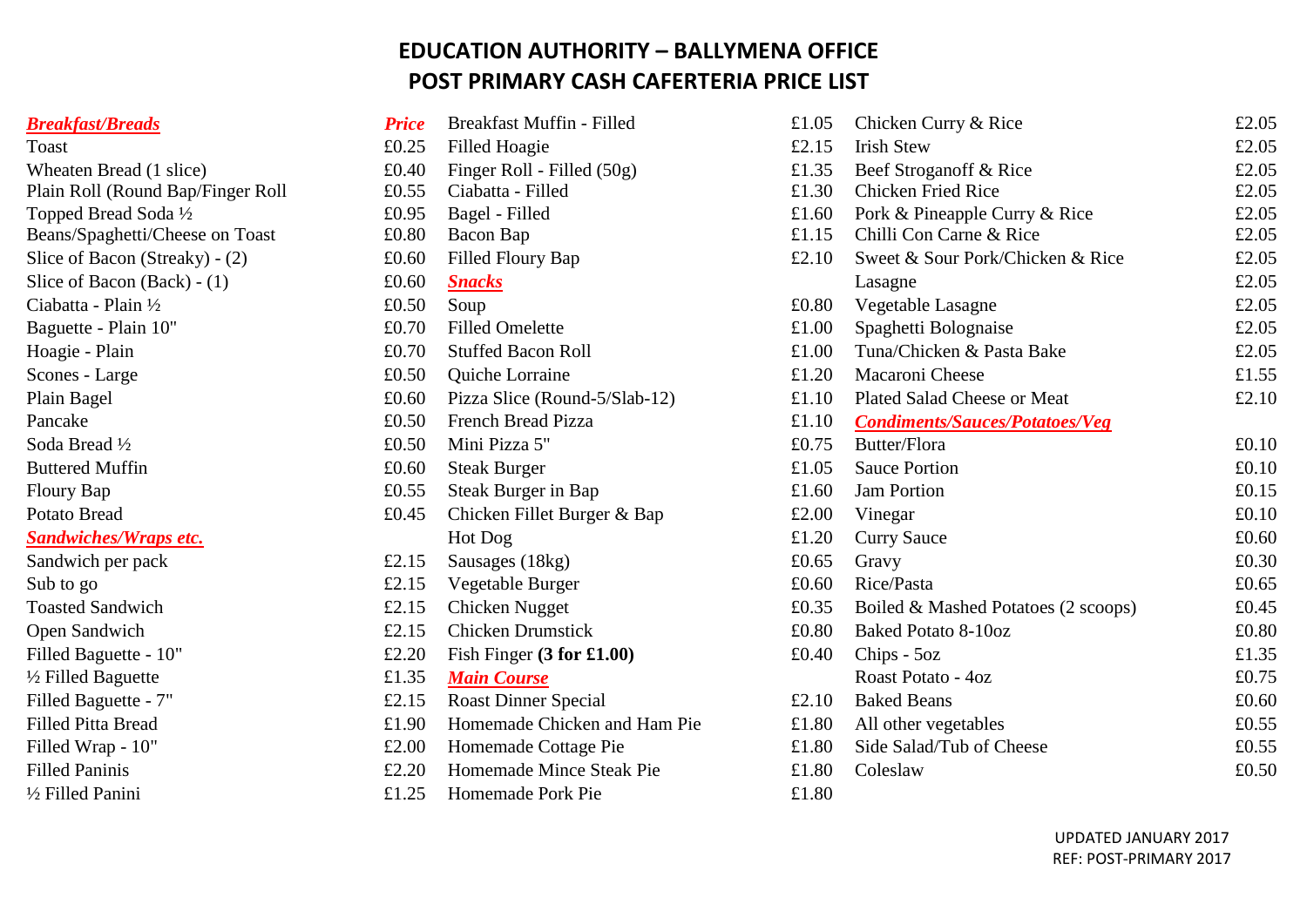# EDUCATION AUTHORITY – BALLYMENA OFFICE
## POST PRIMARY CASH CAFERTERIA PRICE LIST

| ***Breakfast/Breads*** | ***Price*** |
|---|---|
| Toast | £0.25 |
| Wheaten Bread (1 slice) | £0.40 |
| Plain Roll (Round Bap/Finger Roll | £0.55 |
| Topped Bread Soda ½ | £0.95 |
| Beans/Spaghetti/Cheese on Toast | £0.80 |
| Slice of Bacon (Streaky) - (2) | £0.60 |
| Slice of Bacon (Back) - (1) | £0.60 |
| Ciabatta - Plain ½ | £0.50 |
| Baguette - Plain 10" | £0.70 |
| Hoagie - Plain | £0.70 |
| Scones - Large | £0.50 |
| Plain Bagel | £0.60 |
| Pancake | £0.50 |
| Soda Bread ½ | £0.50 |
| Buttered Muffin | £0.60 |
| Floury Bap | £0.55 |
| Potato Bread | £0.45 |
| ***Sandwiches/Wraps etc.*** | |
| Sandwich per pack | £2.15 |
| Sub to go | £2.15 |
| Toasted Sandwich | £2.15 |
| Open Sandwich | £2.15 |
| Filled Baguette - 10" | £2.20 |
| ½ Filled Baguette | £1.35 |
| Filled Baguette - 7" | £2.15 |
| Filled Pitta Bread | £1.90 |
| Filled Wrap - 10" | £2.00 |
| Filled Paninis | £2.20 |
| ½ Filled Panini | £1.25 |
| Breakfast Muffin - Filled | £1.05 |
| Filled Hoagie | £2.15 |
| Finger Roll - Filled (50g) | £1.35 |
| Ciabatta - Filled | £1.30 |
| Bagel - Filled | £1.60 |
| Bacon Bap | £1.15 |
| Filled Floury Bap | £2.10 |
| ***Snacks*** | |
| Soup | £0.80 |
| Filled Omelette | £1.00 |
| Stuffed Bacon Roll | £1.00 |
| Quiche Lorraine | £1.20 |
| Pizza Slice (Round-5/Slab-12) | £1.10 |
| French Bread Pizza | £1.10 |
| Mini Pizza 5" | £0.75 |
| Steak Burger | £1.05 |
| Steak Burger in Bap | £1.60 |
| Chicken Fillet Burger & Bap | £2.00 |
| Hot Dog | £1.20 |
| Sausages (18kg) | £0.65 |
| Vegetable Burger | £0.60 |
| Chicken Nugget | £0.35 |
| Chicken Drumstick | £0.80 |
| Fish Finger **(3 for £1.00)** | £0.40 |
| ***Main Course*** | |
| Roast Dinner Special | £2.10 |
| Homemade Chicken and Ham Pie | £1.80 |
| Homemade Cottage Pie | £1.80 |
| Homemade Mince Steak Pie | £1.80 |
| Homemade Pork Pie | £1.80 |
| Chicken Curry & Rice | £2.05 |
| Irish Stew | £2.05 |
| Beef Stroganoff & Rice | £2.05 |
| Chicken Fried Rice | £2.05 |
| Pork & Pineapple Curry & Rice | £2.05 |
| Chilli Con Carne & Rice | £2.05 |
| Sweet & Sour Pork/Chicken & Rice | £2.05 |
| Lasagne | £2.05 |
| Vegetable Lasagne | £2.05 |
| Spaghetti Bolognaise | £2.05 |
| Tuna/Chicken & Pasta Bake | £2.05 |
| Macaroni Cheese | £1.55 |
| Plated Salad Cheese or Meat | £2.10 |
| ***Condiments/Sauces/Potatoes/Veg*** | |
| Butter/Flora | £0.10 |
| Sauce Portion | £0.10 |
| Jam Portion | £0.15 |
| Vinegar | £0.10 |
| Curry Sauce | £0.60 |
| Gravy | £0.30 |
| Rice/Pasta | £0.65 |
| Boiled & Mashed Potatoes (2 scoops) | £0.45 |
| Baked Potato 8-10oz | £0.80 |
| Chips - 5oz | £1.35 |
| Roast Potato - 4oz | £0.75 |
| Baked Beans | £0.60 |
| All other vegetables | £0.55 |
| Side Salad/Tub of Cheese | £0.55 |
| Coleslaw | £0.50 |

UPDATED JANUARY 2017
REF: POST-PRIMARY 2017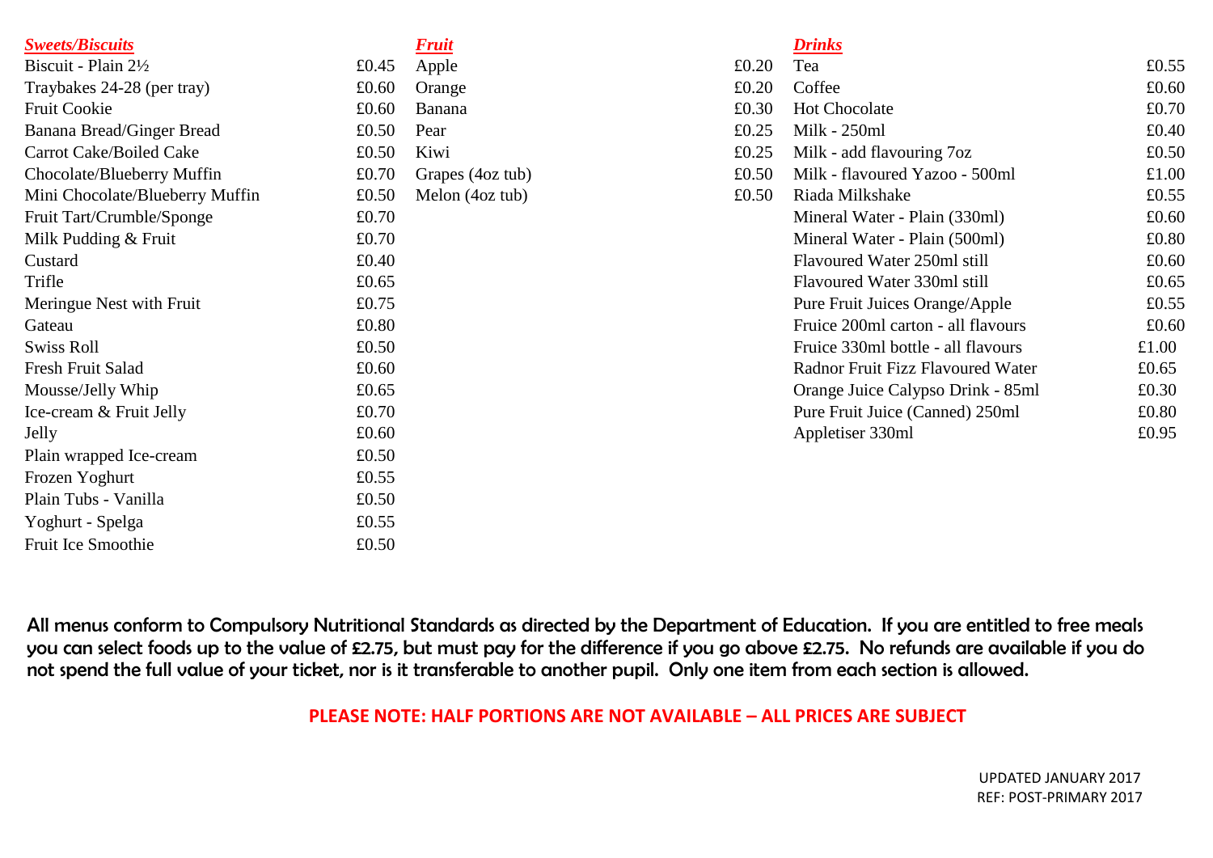***Sweets/Biscuits***

| | |
|---|---|
| Biscuit - Plain 2½ | £0.45 |
| Traybakes 24-28 (per tray) | £0.60 |
| Fruit Cookie | £0.60 |
| Banana Bread/Ginger Bread | £0.50 |
| Carrot Cake/Boiled Cake | £0.50 |
| Chocolate/Blueberry Muffin | £0.70 |
| Mini Chocolate/Blueberry Muffin | £0.50 |
| Fruit Tart/Crumble/Sponge | £0.70 |
| Milk Pudding & Fruit | £0.70 |
| Custard | £0.40 |
| Trifle | £0.65 |
| Meringue Nest with Fruit | £0.75 |
| Gateau | £0.80 |
| Swiss Roll | £0.50 |
| Fresh Fruit Salad | £0.60 |
| Mousse/Jelly Whip | £0.65 |
| Ice-cream & Fruit Jelly | £0.70 |
| Jelly | £0.60 |
| Plain wrapped Ice-cream | £0.50 |
| Frozen Yoghurt | £0.55 |
| Plain Tubs - Vanilla | £0.50 |
| Yoghurt - Spelga | £0.55 |
| Fruit Ice Smoothie | £0.50 |

***Fruit***

| | |
|---|---|
| Apple | £0.20 |
| Orange | £0.20 |
| Banana | £0.30 |
| Pear | £0.25 |
| Kiwi | £0.25 |
| Grapes (4oz tub) | £0.50 |
| Melon (4oz tub) | £0.50 |

***Drinks***

| | |
|---|---|
| Tea | £0.55 |
| Coffee | £0.60 |
| Hot Chocolate | £0.70 |
| Milk - 250ml | £0.40 |
| Milk - add flavouring 7oz | £0.50 |
| Milk - flavoured Yazoo - 500ml | £1.00 |
| Riada Milkshake | £0.55 |
| Mineral Water - Plain (330ml) | £0.60 |
| Mineral Water - Plain (500ml) | £0.80 |
| Flavoured Water 250ml still | £0.60 |
| Flavoured Water 330ml still | £0.65 |
| Pure Fruit Juices Orange/Apple | £0.55 |
| Fruice 200ml carton - all flavours | £0.60 |
| Fruice 330ml bottle - all flavours | £1.00 |
| Radnor Fruit Fizz Flavoured Water | £0.65 |
| Orange Juice Calypso Drink - 85ml | £0.30 |
| Pure Fruit Juice (Canned) 250ml | £0.80 |
| Appletiser 330ml | £0.95 |

All menus conform to Compulsory Nutritional Standards as directed by the Department of Education. If you are entitled to free meals you can select foods up to the value of £2.75, but must pay for the difference if you go above £2.75. No refunds are available if you do not spend the full value of your ticket, nor is it transferable to another pupil. Only one item from each section is allowed.

**PLEASE NOTE: HALF PORTIONS ARE NOT AVAILABLE – ALL PRICES ARE SUBJECT**

UPDATED JANUARY 2017
REF: POST-PRIMARY 2017